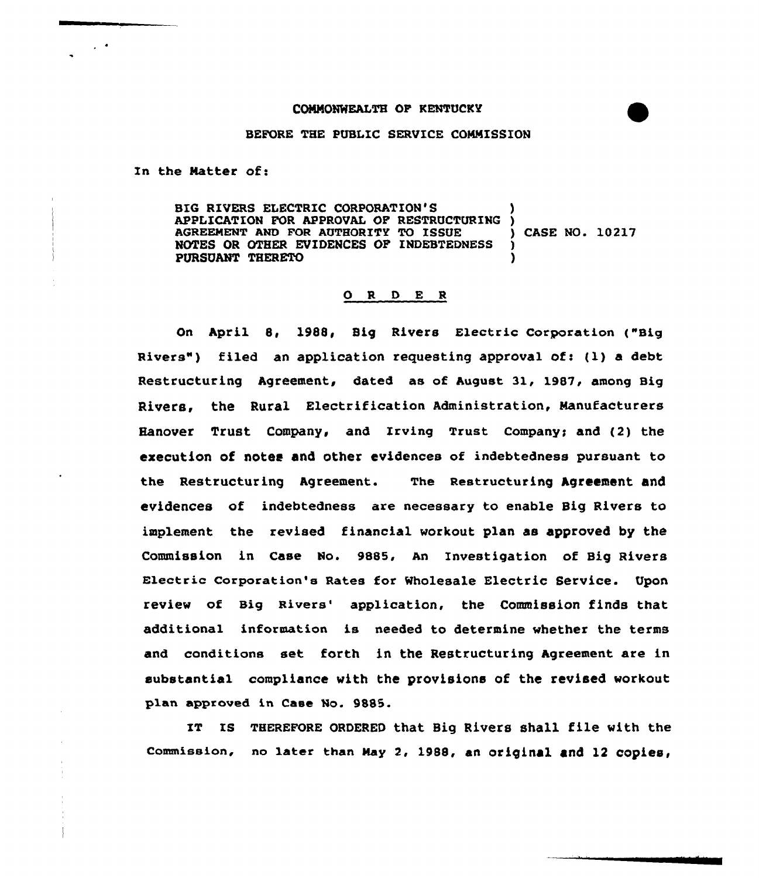COMMONWEALTH OF KENTUCKY

BEFORE THE PUBLIC SERVICE COMMISSION

In the Matter of:

| | | |
|---|---|---|
| BIG RIVERS ELECTRIC CORPORATION'S APPLICATION FOR APPROVAL OF RESTRUCTURING AGREEMENT AND FOR AUTHORITY TO ISSUE NOTES OR OTHER EVIDENCES OF INDEBTEDNESS PURSUANT THERETO | ) | CASE NO. 10217 |

O R D E R

On April 8, 1988, Big Rivers Electric Corporation ("Big Rivers") filed an application requesting approval of: (1) a debt Restructuring Agreement, dated as of August 31, 1987, among Big Rivers, the Rural Electrification Administration, Manufacturers Hanover Trust Company, and Irving Trust Company; and (2) the execution of notes and other evidences of indebtedness pursuant to the Restructuring Agreement. The Restructuring Agreement and evidences of indebtedness are necessary to enable Big Rivers to implement the revised financial workout plan as approved by the Commission in Case No. 9885, An Investigation of Big Rivers Electric Corporation's Rates for Wholesale Electric Service. Upon review of Big Rivers' application, the Commission finds that additional information is needed to determine whether the terms and conditions set forth in the Restructuring Agreement are in substantial compliance with the provisions of the revised workout plan approved in Case No. 9885.

IT IS THEREFORE ORDERED that Big Rivers shall file with the Commission, no later than May 2, 1988, an original and 12 copies,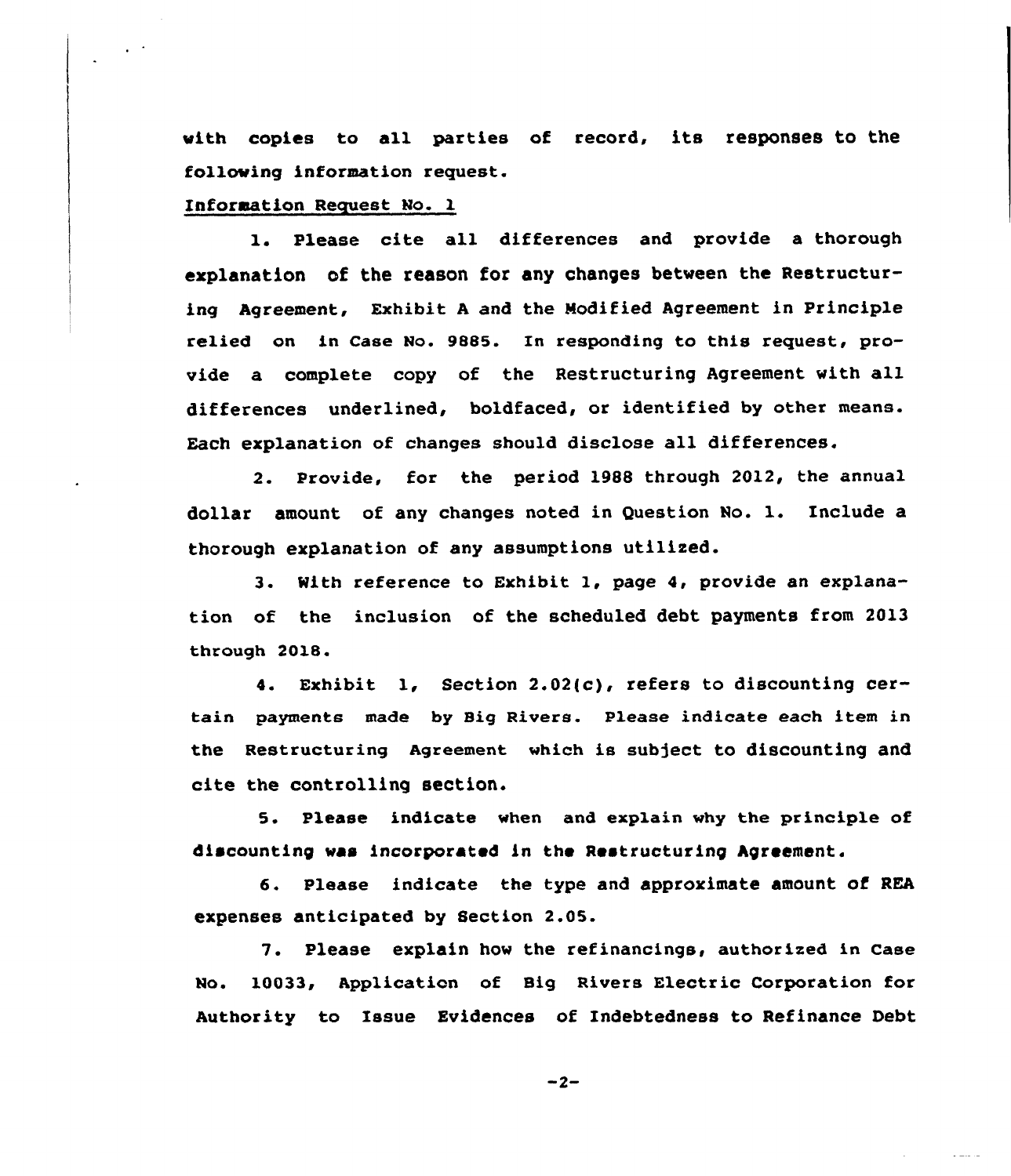with copies to all parties of record, its responses to the following information request.

Information Request No. 1

1. Please cite all differences and provide a thorough explanation of the reason for any changes between the Restructuring Agreement, Exhibit A and the Modified Agreement in Principle relied on in Case No. 9885. In responding to this request, provide a complete copy of the Restructuring Agreement with all differences underlined, boldfaced, or identified by other means. Each explanation of changes should disclose all differences.

2. Provide, for the period 1988 through 2012, the annual dollar amount of any changes noted in Question No. 1. Include a thorough explanation of any assumptions utilized.

3. With reference to Exhibit 1, page 4, provide an explanation of the inclusion of the scheduled debt payments from 2013 through 2018.

4. Exhibit 1, Section 2.02(c), refers to discounting certain payments made by Big Rivers. Please indicate each item in the Restructuring Agreement which is subject to discounting and cite the controlling section.

5. Please indicate when and explain why the principle of discounting was incorporated in the Restructuring Agreement.

6. Please indicate the type and approximate amount of REA expenses anticipated by Section 2.05.

7. Please explain how the refinancings, authorized in Case No. 10033, Application of Big Rivers Electric Corporation for Authority to Issue Evidences of Indebtedness to Refinance Debt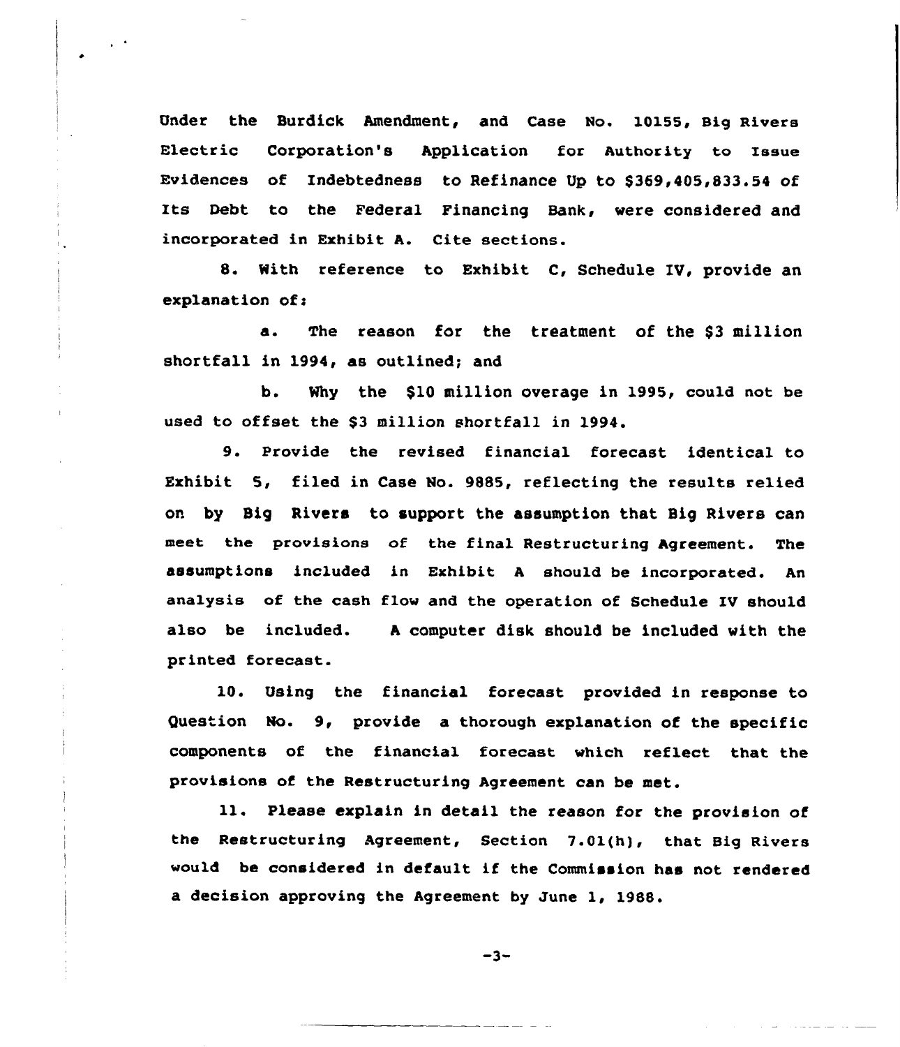Under the Burdick Amendment, and Case No. 10155, Big Rivers Electric Corporation's Application for Authority to Issue Evidences of Indebtedness to Refinance Up to $369,405,833.54 of Its Debt to the Federal Financing Bank, were considered and incorporated in Exhibit A. Cite sections.

8. With reference to Exhibit C, Schedule IV, provide an explanation of:

a. The reason for the treatment of the $3 million shortfall in 1994, as outlined; and

b. Why the $10 million overage in 1995, could not be used to offset the $3 million shortfall in 1994.

9. Provide the revised financial forecast identical to Exhibit 5, filed in Case No. 9885, reflecting the results relied on by Big Rivers to support the assumption that Big Rivers can meet the provisions of the final Restructuring Agreement. The assumptions included in Exhibit A should be incorporated. An analysis of the cash flow and the operation of Schedule IV should also be included. A computer disk should be included with the printed forecast.

10. Using the financial forecast provided in response to Question No. 9, provide a thorough explanation of the specific components of the financial forecast which reflect that the provisions of the Restructuring Agreement can be met.

11. Please explain in detail the reason for the provision of the Restructuring Agreement, Section 7.01(h), that Big Rivers would be considered in default if the Commission has not rendered a decision approving the Agreement by June 1, 1988.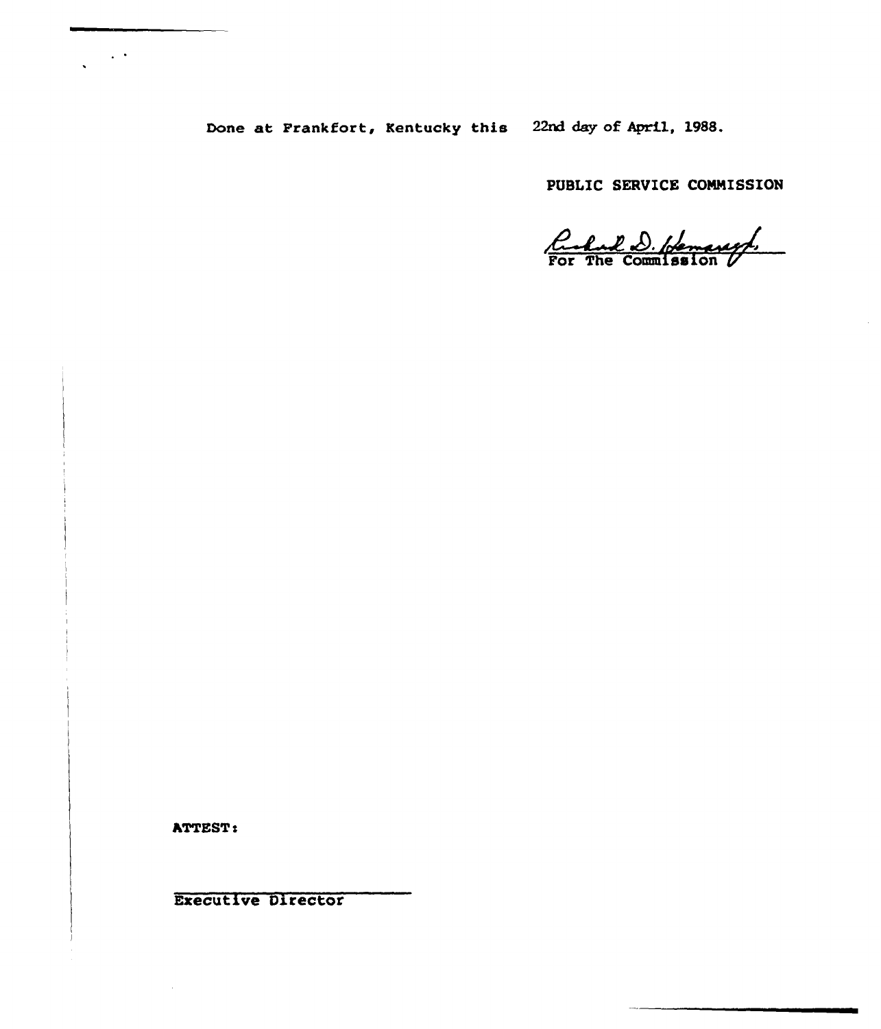Done at Frankfort, Kentucky this 22nd day of April, 1988.

PUBLIC SERVICE COMMISSION

For The Commission

ATTEST:

Executive Director